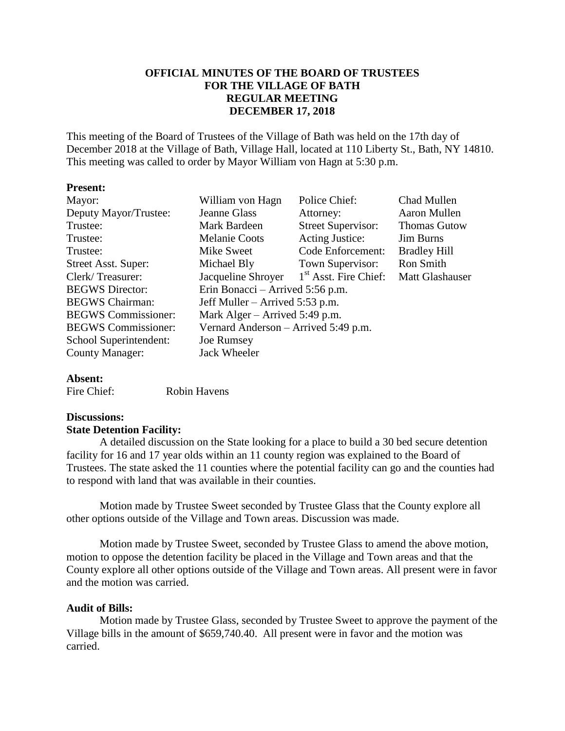**OFFICIAL MINUTES OF THE BOARD OF TRUSTEES**
**FOR THE VILLAGE OF BATH**
**REGULAR MEETING**
**DECEMBER 17, 2018**

This meeting of the Board of Trustees of the Village of Bath was held on the 17th day of December 2018 at the Village of Bath, Village Hall, located at 110 Liberty St., Bath, NY 14810. This meeting was called to order by Mayor William von Hagn at 5:30 p.m.

**Present:**

| | | | |
|---|---|---|---|
| Mayor: | William von Hagn | Police Chief: | Chad Mullen |
| Deputy Mayor/Trustee: | Jeanne Glass | Attorney: | Aaron Mullen |
| Trustee: | Mark Bardeen | Street Supervisor: | Thomas Gutow |
| Trustee: | Melanie Coots | Acting Justice: | Jim Burns |
| Trustee: | Mike Sweet | Code Enforcement: | Bradley Hill |
| Street Asst. Super: | Michael Bly | Town Supervisor: | Ron Smith |
| Clerk/ Treasurer: | Jacqueline Shroyer | 1st Asst. Fire Chief: | Matt Glashauser |
| BEGWS Director: | Erin Bonacci – Arrived 5:56 p.m. | | |
| BEGWS Chairman: | Jeff Muller – Arrived 5:53 p.m. | | |
| BEGWS Commissioner: | Mark Alger – Arrived 5:49 p.m. | | |
| BEGWS Commissioner: | Vernard Anderson – Arrived 5:49 p.m. | | |
| School Superintendent: | Joe Rumsey | | |
| County Manager: | Jack Wheeler | | |

**Absent:**

Fire Chief: Robin Havens

**Discussions:**

**State Detention Facility:**

A detailed discussion on the State looking for a place to build a 30 bed secure detention facility for 16 and 17 year olds within an 11 county region was explained to the Board of Trustees. The state asked the 11 counties where the potential facility can go and the counties had to respond with land that was available in their counties.

Motion made by Trustee Sweet seconded by Trustee Glass that the County explore all other options outside of the Village and Town areas. Discussion was made.

Motion made by Trustee Sweet, seconded by Trustee Glass to amend the above motion, motion to oppose the detention facility be placed in the Village and Town areas and that the County explore all other options outside of the Village and Town areas. All present were in favor and the motion was carried.

**Audit of Bills:**

Motion made by Trustee Glass, seconded by Trustee Sweet to approve the payment of the Village bills in the amount of $659,740.40. All present were in favor and the motion was carried.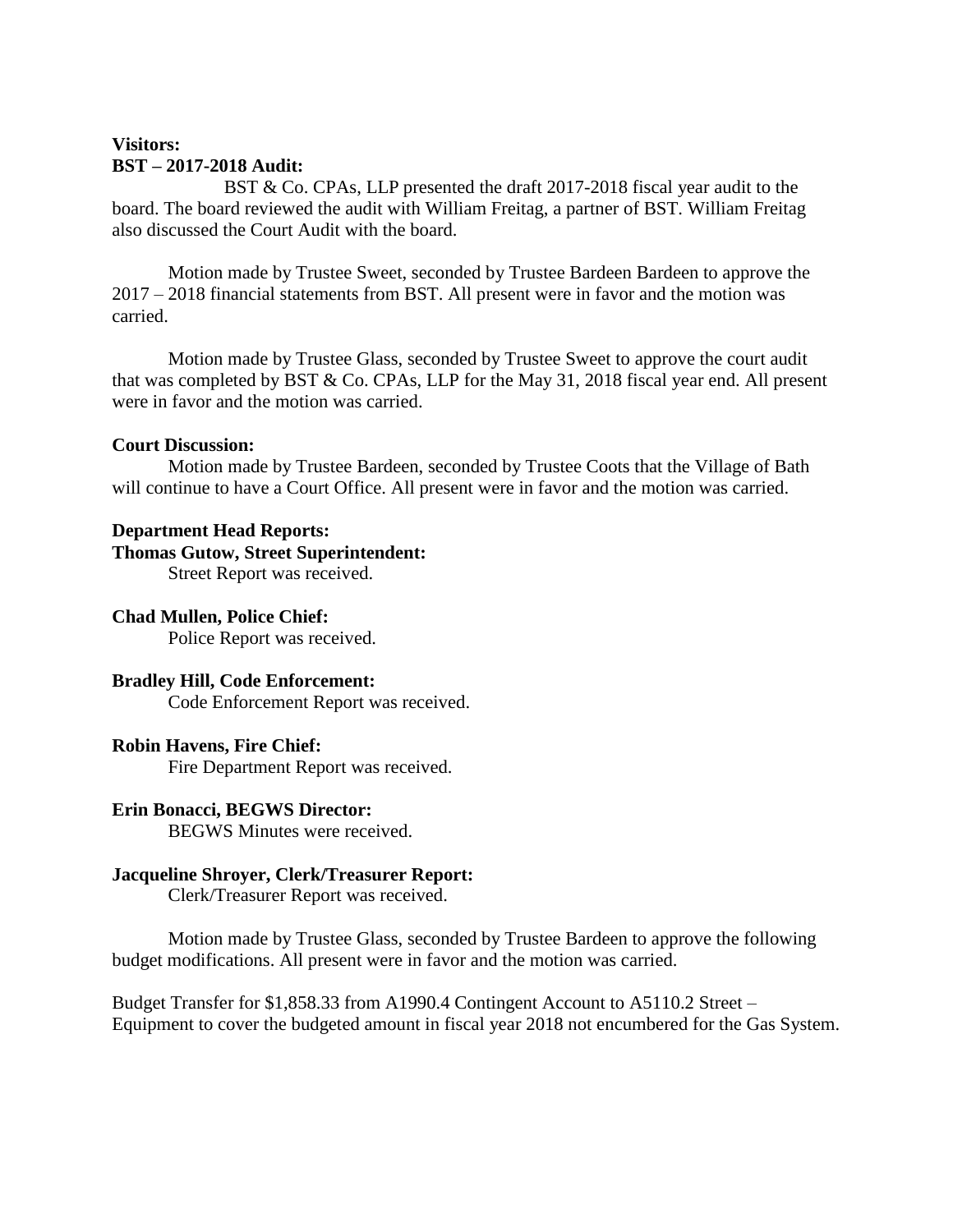**Visitors:**

**BST – 2017-2018 Audit:**

BST & Co. CPAs, LLP presented the draft 2017-2018 fiscal year audit to the board. The board reviewed the audit with William Freitag, a partner of BST. William Freitag also discussed the Court Audit with the board.

Motion made by Trustee Sweet, seconded by Trustee Bardeen Bardeen to approve the 2017 – 2018 financial statements from BST. All present were in favor and the motion was carried.

Motion made by Trustee Glass, seconded by Trustee Sweet to approve the court audit that was completed by BST & Co. CPAs, LLP for the May 31, 2018 fiscal year end. All present were in favor and the motion was carried.

**Court Discussion:**

Motion made by Trustee Bardeen, seconded by Trustee Coots that the Village of Bath will continue to have a Court Office. All present were in favor and the motion was carried.

**Department Head Reports:**

**Thomas Gutow, Street Superintendent:**

Street Report was received.

**Chad Mullen, Police Chief:**

Police Report was received.

**Bradley Hill, Code Enforcement:**

Code Enforcement Report was received.

**Robin Havens, Fire Chief:**

Fire Department Report was received.

**Erin Bonacci, BEGWS Director:**

BEGWS Minutes were received.

**Jacqueline Shroyer, Clerk/Treasurer Report:**

Clerk/Treasurer Report was received.

Motion made by Trustee Glass, seconded by Trustee Bardeen to approve the following budget modifications. All present were in favor and the motion was carried.

Budget Transfer for $1,858.33 from A1990.4 Contingent Account to A5110.2 Street – Equipment to cover the budgeted amount in fiscal year 2018 not encumbered for the Gas System.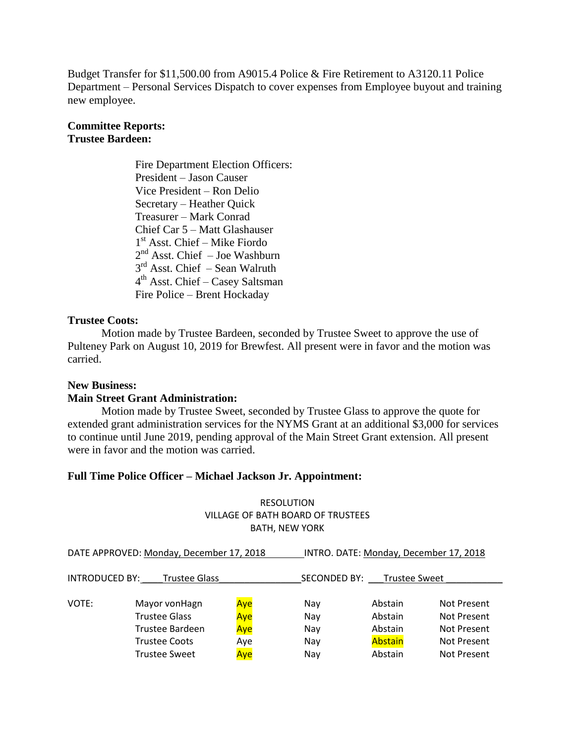Budget Transfer for $11,500.00 from A9015.4 Police & Fire Retirement to A3120.11 Police Department – Personal Services Dispatch to cover expenses from Employee buyout and training new employee.

**Committee Reports:**
**Trustee Bardeen:**

Fire Department Election Officers:
President – Jason Causer
Vice President – Ron Delio
Secretary – Heather Quick
Treasurer – Mark Conrad
Chief Car 5 – Matt Glashauser
1st Asst. Chief – Mike Fiordo
2nd Asst. Chief – Joe Washburn
3rd Asst. Chief – Sean Walruth
4th Asst. Chief – Casey Saltsman
Fire Police – Brent Hockaday

**Trustee Coots:**

Motion made by Trustee Bardeen, seconded by Trustee Sweet to approve the use of Pulteney Park on August 10, 2019 for Brewfest. All present were in favor and the motion was carried.

**New Business:**
**Main Street Grant Administration:**

Motion made by Trustee Sweet, seconded by Trustee Glass to approve the quote for extended grant administration services for the NYMS Grant at an additional $3,000 for services to continue until June 2019, pending approval of the Main Street Grant extension. All present were in favor and the motion was carried.

**Full Time Police Officer – Michael Jackson Jr. Appointment:**

RESOLUTION
VILLAGE OF BATH BOARD OF TRUSTEES
BATH, NEW YORK

DATE APPROVED: Monday, December 17, 2018 INTRO. DATE: Monday, December 17, 2018

INTRODUCED BY: Trustee Glass SECONDED BY: Trustee Sweet

| VOTE: | | | | | |
|---|---|---|---|---|---|
| | Mayor vonHagn | **Aye** | Nay | Abstain | Not Present |
| | Trustee Glass | **Aye** | Nay | Abstain | Not Present |
| | Trustee Bardeen | **Aye** | Nay | Abstain | Not Present |
| | Trustee Coots | Aye | Nay | **Abstain** | Not Present |
| | Trustee Sweet | **Aye** | Nay | Abstain | Not Present |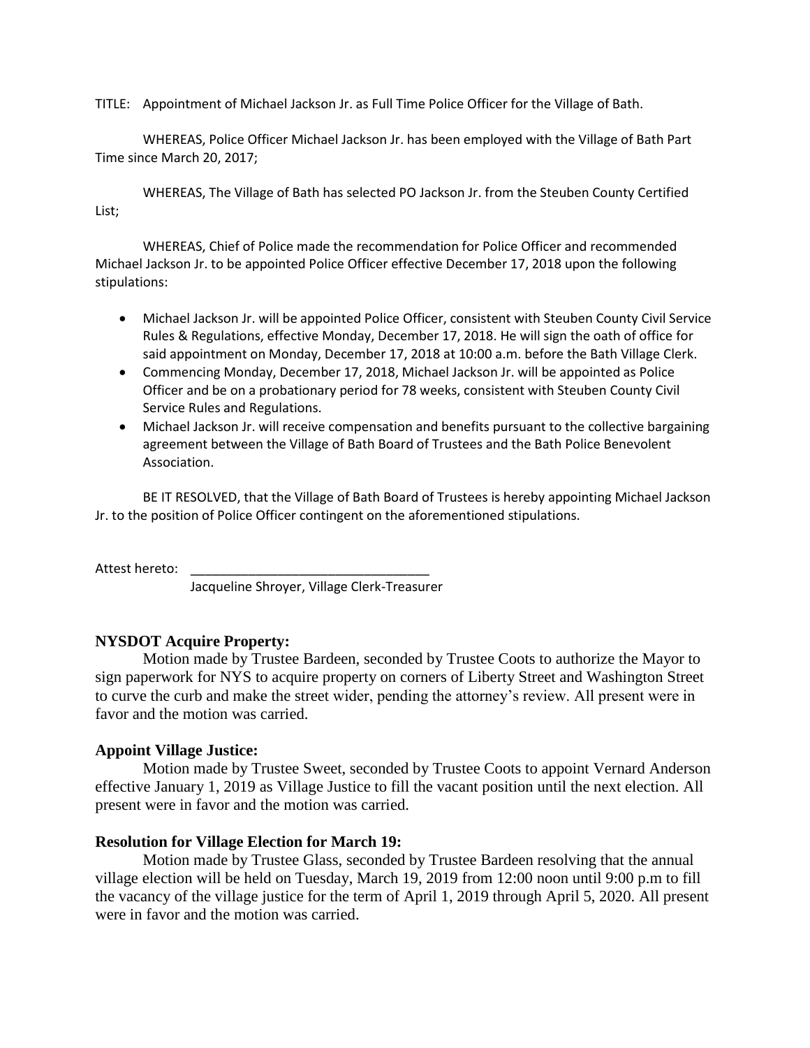TITLE: Appointment of Michael Jackson Jr. as Full Time Police Officer for the Village of Bath.

WHEREAS, Police Officer Michael Jackson Jr. has been employed with the Village of Bath Part Time since March 20, 2017;

WHEREAS, The Village of Bath has selected PO Jackson Jr. from the Steuben County Certified List;

WHEREAS, Chief of Police made the recommendation for Police Officer and recommended Michael Jackson Jr. to be appointed Police Officer effective December 17, 2018 upon the following stipulations:

- Michael Jackson Jr. will be appointed Police Officer, consistent with Steuben County Civil Service Rules & Regulations, effective Monday, December 17, 2018. He will sign the oath of office for said appointment on Monday, December 17, 2018 at 10:00 a.m. before the Bath Village Clerk.
- Commencing Monday, December 17, 2018, Michael Jackson Jr. will be appointed as Police Officer and be on a probationary period for 78 weeks, consistent with Steuben County Civil Service Rules and Regulations.
- Michael Jackson Jr. will receive compensation and benefits pursuant to the collective bargaining agreement between the Village of Bath Board of Trustees and the Bath Police Benevolent Association.

BE IT RESOLVED, that the Village of Bath Board of Trustees is hereby appointing Michael Jackson Jr. to the position of Police Officer contingent on the aforementioned stipulations.

Attest hereto: _________________________________

Jacqueline Shroyer, Village Clerk-Treasurer

**NYSDOT Acquire Property:**

Motion made by Trustee Bardeen, seconded by Trustee Coots to authorize the Mayor to sign paperwork for NYS to acquire property on corners of Liberty Street and Washington Street to curve the curb and make the street wider, pending the attorney's review. All present were in favor and the motion was carried.

**Appoint Village Justice:**

Motion made by Trustee Sweet, seconded by Trustee Coots to appoint Vernard Anderson effective January 1, 2019 as Village Justice to fill the vacant position until the next election. All present were in favor and the motion was carried.

**Resolution for Village Election for March 19:**

Motion made by Trustee Glass, seconded by Trustee Bardeen resolving that the annual village election will be held on Tuesday, March 19, 2019 from 12:00 noon until 9:00 p.m to fill the vacancy of the village justice for the term of April 1, 2019 through April 5, 2020. All present were in favor and the motion was carried.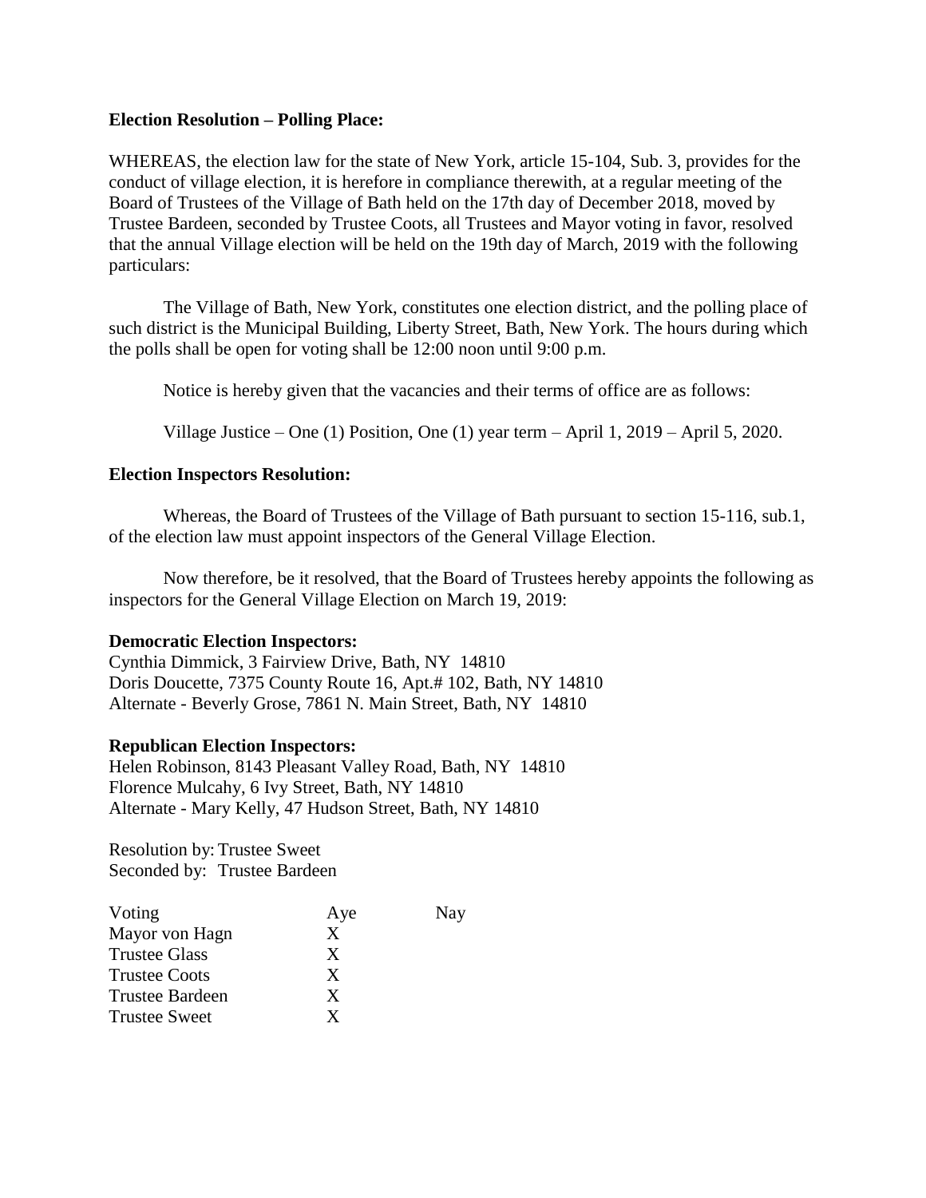**Election Resolution – Polling Place:**

WHEREAS, the election law for the state of New York, article 15-104, Sub. 3, provides for the conduct of village election, it is herefore in compliance therewith, at a regular meeting of the Board of Trustees of the Village of Bath held on the 17th day of December 2018, moved by Trustee Bardeen, seconded by Trustee Coots, all Trustees and Mayor voting in favor, resolved that the annual Village election will be held on the 19th day of March, 2019 with the following particulars:

The Village of Bath, New York, constitutes one election district, and the polling place of such district is the Municipal Building, Liberty Street, Bath, New York. The hours during which the polls shall be open for voting shall be 12:00 noon until 9:00 p.m.

Notice is hereby given that the vacancies and their terms of office are as follows:

Village Justice – One (1) Position, One (1) year term – April 1, 2019 – April 5, 2020.

**Election Inspectors Resolution:**

Whereas, the Board of Trustees of the Village of Bath pursuant to section 15-116, sub.1, of the election law must appoint inspectors of the General Village Election.

Now therefore, be it resolved, that the Board of Trustees hereby appoints the following as inspectors for the General Village Election on March 19, 2019:

**Democratic Election Inspectors:**
Cynthia Dimmick, 3 Fairview Drive, Bath, NY 14810
Doris Doucette, 7375 County Route 16, Apt.# 102, Bath, NY 14810
Alternate - Beverly Grose, 7861 N. Main Street, Bath, NY 14810

**Republican Election Inspectors:**
Helen Robinson, 8143 Pleasant Valley Road, Bath, NY 14810
Florence Mulcahy, 6 Ivy Street, Bath, NY 14810
Alternate - Mary Kelly, 47 Hudson Street, Bath, NY 14810

Resolution by: Trustee Sweet
Seconded by: Trustee Bardeen

| Voting | Aye | Nay |
|---|---|---|
| Mayor von Hagn | X | |
| Trustee Glass | X | |
| Trustee Coots | X | |
| Trustee Bardeen | X | |
| Trustee Sweet | X | |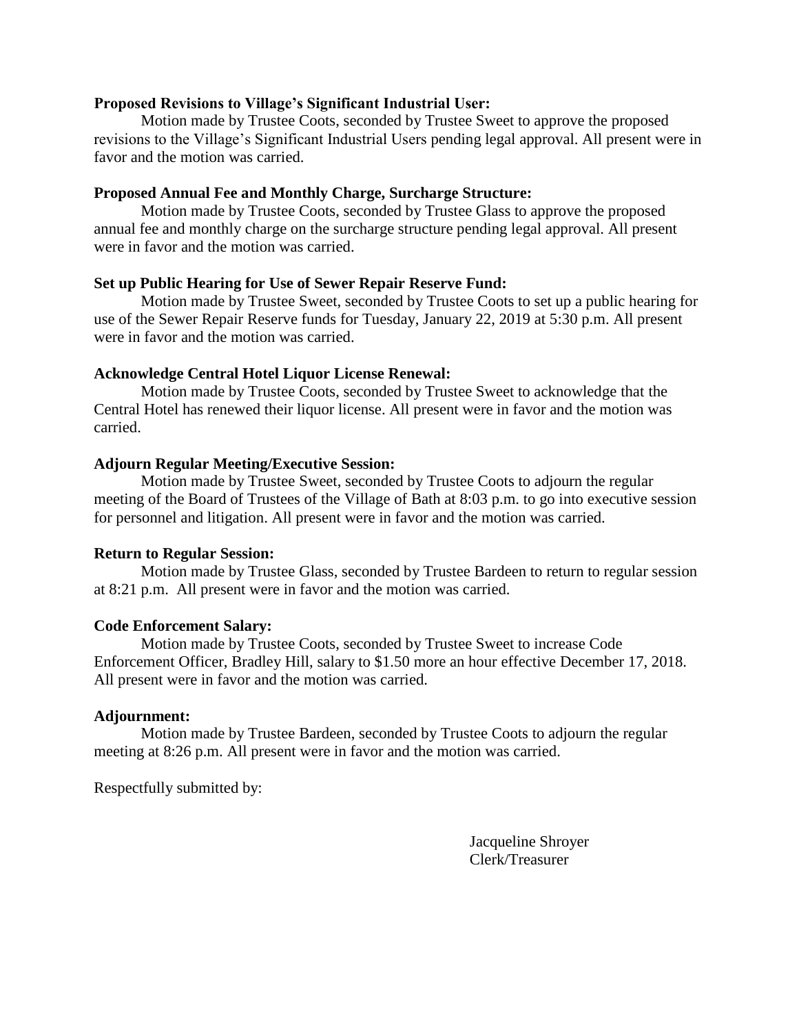**Proposed Revisions to Village's Significant Industrial User:**

Motion made by Trustee Coots, seconded by Trustee Sweet to approve the proposed revisions to the Village's Significant Industrial Users pending legal approval. All present were in favor and the motion was carried.

**Proposed Annual Fee and Monthly Charge, Surcharge Structure:**

Motion made by Trustee Coots, seconded by Trustee Glass to approve the proposed annual fee and monthly charge on the surcharge structure pending legal approval. All present were in favor and the motion was carried.

**Set up Public Hearing for Use of Sewer Repair Reserve Fund:**

Motion made by Trustee Sweet, seconded by Trustee Coots to set up a public hearing for use of the Sewer Repair Reserve funds for Tuesday, January 22, 2019 at 5:30 p.m. All present were in favor and the motion was carried.

**Acknowledge Central Hotel Liquor License Renewal:**

Motion made by Trustee Coots, seconded by Trustee Sweet to acknowledge that the Central Hotel has renewed their liquor license. All present were in favor and the motion was carried.

**Adjourn Regular Meeting/Executive Session:**

Motion made by Trustee Sweet, seconded by Trustee Coots to adjourn the regular meeting of the Board of Trustees of the Village of Bath at 8:03 p.m. to go into executive session for personnel and litigation. All present were in favor and the motion was carried.

**Return to Regular Session:**

Motion made by Trustee Glass, seconded by Trustee Bardeen to return to regular session at 8:21 p.m. All present were in favor and the motion was carried.

**Code Enforcement Salary:**

Motion made by Trustee Coots, seconded by Trustee Sweet to increase Code Enforcement Officer, Bradley Hill, salary to $1.50 more an hour effective December 17, 2018. All present were in favor and the motion was carried.

**Adjournment:**

Motion made by Trustee Bardeen, seconded by Trustee Coots to adjourn the regular meeting at 8:26 p.m. All present were in favor and the motion was carried.

Respectfully submitted by:

Jacqueline Shroyer
Clerk/Treasurer